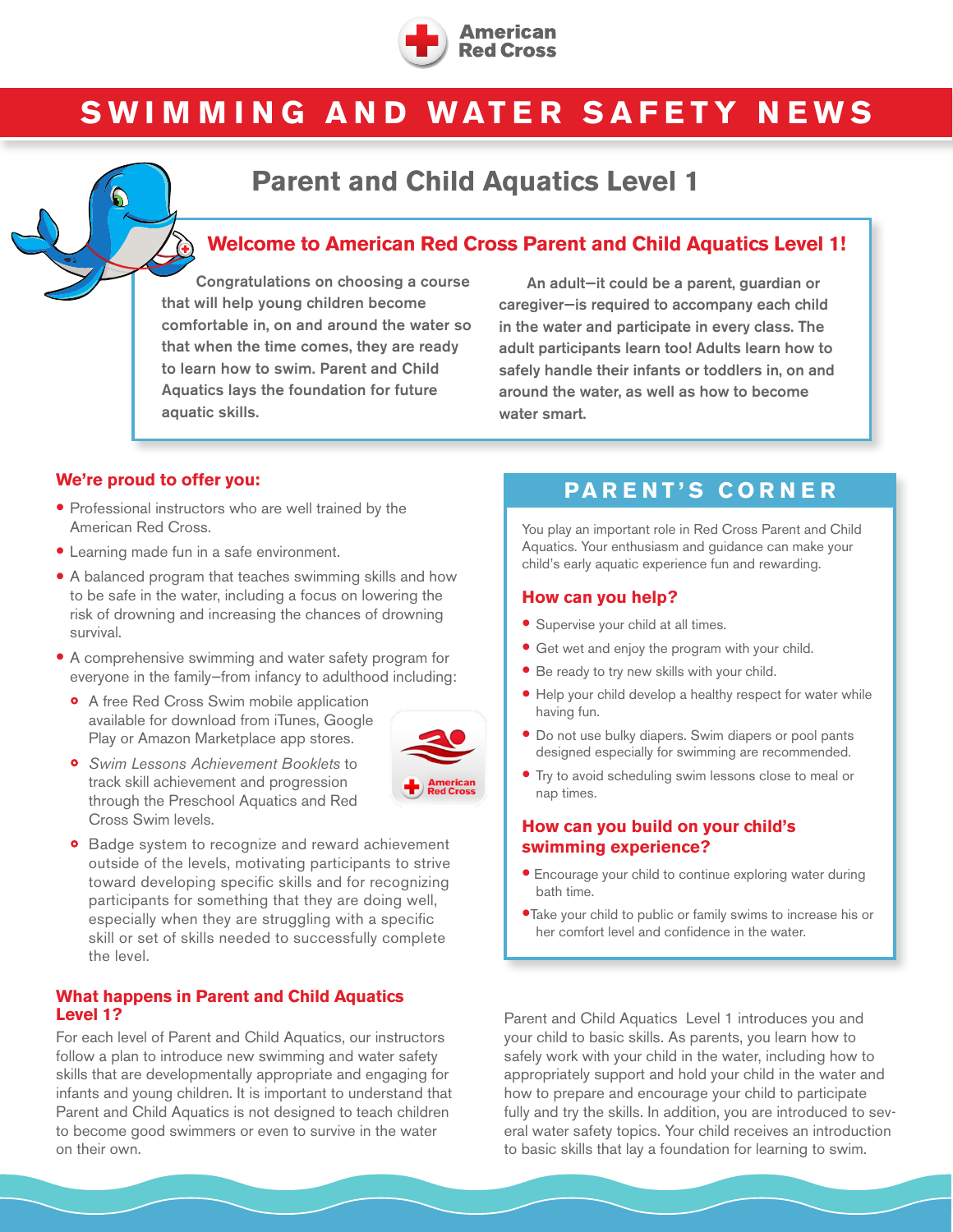# SWIMMING AND WATER SAFETY NEWS

## Parent and Child Aquatics Level 1

### Welcome to American Red Cross Parent and Child Aquatics Level 1!

Congratulations on choosing a course that will help young children become comfortable in, on and around the water so that when the time comes, they are ready to learn how to swim. Parent and Child Aquatics lays the foundation for future aquatic skills.

An adult—it could be a parent, guardian or caregiver—is required to accompany each child in the water and participate in every class. The adult participants learn too! Adults learn how to safely handle their infants or toddlers in, on and around the water, as well as how to become water smart.

### We're proud to offer you:

- Professional instructors who are well trained by the American Red Cross.
- Learning made fun in a safe environment.
- A balanced program that teaches swimming skills and how to be safe in the water, including a focus on lowering the risk of drowning and increasing the chances of drowning survival.
- A comprehensive swimming and water safety program for everyone in the family—from infancy to adulthood including:
  - A free Red Cross Swim mobile application available for download from iTunes, Google Play or Amazon Marketplace app stores.
  - *Swim Lessons Achievement Booklets* to track skill achievement and progression through the Preschool Aquatics and Red Cross Swim levels.
  - Badge system to recognize and reward achievement outside of the levels, motivating participants to strive toward developing specific skills and for recognizing participants for something that they are doing well, especially when they are struggling with a specific skill or set of skills needed to successfully complete the level.

### What happens in Parent and Child Aquatics Level 1?

For each level of Parent and Child Aquatics, our instructors follow a plan to introduce new swimming and water safety skills that are developmentally appropriate and engaging for infants and young children. It is important to understand that Parent and Child Aquatics is not designed to teach children to become good swimmers or even to survive in the water on their own.

Parent and Child Aquatics Level 1 introduces you and your child to basic skills. As parents, you learn how to safely work with your child in the water, including how to appropriately support and hold your child in the water and how to prepare and encourage your child to participate fully and try the skills. In addition, you are introduced to several water safety topics. Your child receives an introduction to basic skills that lay a foundation for learning to swim.

## PARENT'S CORNER

You play an important role in Red Cross Parent and Child Aquatics. Your enthusiasm and guidance can make your child's early aquatic experience fun and rewarding.

### How can you help?

- Supervise your child at all times.
- Get wet and enjoy the program with your child.
- Be ready to try new skills with your child.
- Help your child develop a healthy respect for water while having fun.
- Do not use bulky diapers. Swim diapers or pool pants designed especially for swimming are recommended.
- Try to avoid scheduling swim lessons close to meal or nap times.

### How can you build on your child's swimming experience?

- Encourage your child to continue exploring water during bath time.
- Take your child to public or family swims to increase his or her comfort level and confidence in the water.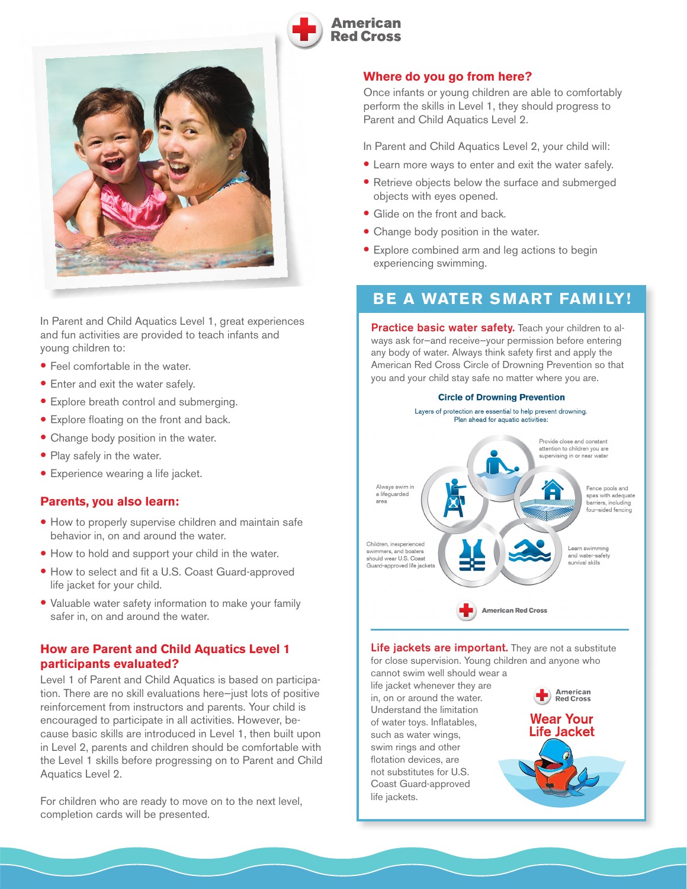In Parent and Child Aquatics Level 1, great experiences and fun activities are provided to teach infants and young children to:

- Feel comfortable in the water.
- Enter and exit the water safely.
- Explore breath control and submerging.
- Explore floating on the front and back.
- Change body position in the water.
- Play safely in the water.
- Experience wearing a life jacket.

## Parents, you also learn:

- How to properly supervise children and maintain safe behavior in, on and around the water.
- How to hold and support your child in the water.
- How to select and fit a U.S. Coast Guard-approved life jacket for your child.
- Valuable water safety information to make your family safer in, on and around the water.

## How are Parent and Child Aquatics Level 1 participants evaluated?

Level 1 of Parent and Child Aquatics is based on participation. There are no skill evaluations here–just lots of positive reinforcement from instructors and parents. Your child is encouraged to participate in all activities. However, because basic skills are introduced in Level 1, then built upon in Level 2, parents and children should be comfortable with the Level 1 skills before progressing on to Parent and Child Aquatics Level 2.

For children who are ready to move on to the next level, completion cards will be presented.

## Where do you go from here?

Once infants or young children are able to comfortably perform the skills in Level 1, they should progress to Parent and Child Aquatics Level 2.

In Parent and Child Aquatics Level 2, your child will:

- Learn more ways to enter and exit the water safely.
- Retrieve objects below the surface and submerged objects with eyes opened.
- Glide on the front and back.
- Change body position in the water.
- Explore combined arm and leg actions to begin experiencing swimming.

## BE A WATER SMART FAMILY!

**Practice basic water safety.** Teach your children to always ask for–and receive–your permission before entering any body of water. Always think safety first and apply the American Red Cross Circle of Drowning Prevention so that you and your child stay safe no matter where you are.

### Circle of Drowning Prevention

Layers of protection are essential to help prevent drowning. Plan ahead for aquatic activities:

Provide close and constant attention to children you are supervising in or near water

Fence pools and spas with adequate barriers, including four-sided fencing

Learn swimming and water-safety survival skills

Children, inexperienced swimmers, and boaters should wear U.S. Coast Guard-approved life jackets

Always swim in a lifeguarded area

American Red Cross

**Life jackets are important.** They are not a substitute for close supervision. Young children and anyone who cannot swim well should wear a life jacket whenever they are in, on or around the water. Understand the limitation of water toys. Inflatables, such as water wings, swim rings and other flotation devices, are not substitutes for U.S. Coast Guard-approved life jackets.

American Red Cross

Wear Your Life Jacket